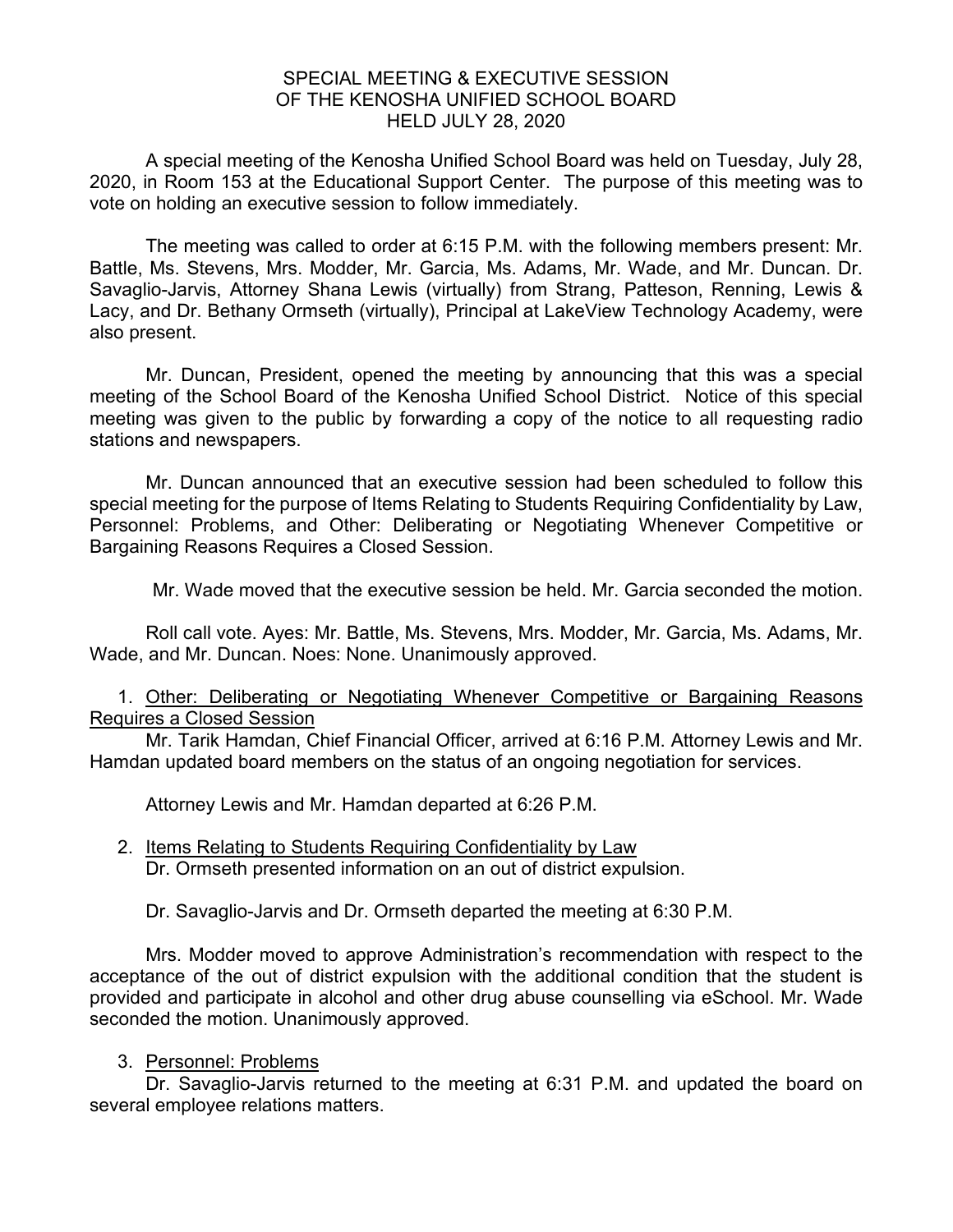# SPECIAL MEETING & EXECUTIVE SESSION
# OF THE KENOSHA UNIFIED SCHOOL BOARD
# HELD JULY 28, 2020

A special meeting of the Kenosha Unified School Board was held on Tuesday, July 28, 2020, in Room 153 at the Educational Support Center. The purpose of this meeting was to vote on holding an executive session to follow immediately.

The meeting was called to order at 6:15 P.M. with the following members present: Mr. Battle, Ms. Stevens, Mrs. Modder, Mr. Garcia, Ms. Adams, Mr. Wade, and Mr. Duncan. Dr. Savaglio-Jarvis, Attorney Shana Lewis (virtually) from Strang, Patteson, Renning, Lewis & Lacy, and Dr. Bethany Ormseth (virtually), Principal at LakeView Technology Academy, were also present.

Mr. Duncan, President, opened the meeting by announcing that this was a special meeting of the School Board of the Kenosha Unified School District. Notice of this special meeting was given to the public by forwarding a copy of the notice to all requesting radio stations and newspapers.

Mr. Duncan announced that an executive session had been scheduled to follow this special meeting for the purpose of Items Relating to Students Requiring Confidentiality by Law, Personnel: Problems, and Other: Deliberating or Negotiating Whenever Competitive or Bargaining Reasons Requires a Closed Session.

Mr. Wade moved that the executive session be held. Mr. Garcia seconded the motion.

Roll call vote. Ayes: Mr. Battle, Ms. Stevens, Mrs. Modder, Mr. Garcia, Ms. Adams, Mr. Wade, and Mr. Duncan. Noes: None. Unanimously approved.

1. <u>Other: Deliberating or Negotiating Whenever Competitive or Bargaining Reasons Requires a Closed Session</u>

   Mr. Tarik Hamdan, Chief Financial Officer, arrived at 6:16 P.M. Attorney Lewis and Mr. Hamdan updated board members on the status of an ongoing negotiation for services.

   Attorney Lewis and Mr. Hamdan departed at 6:26 P.M.

2. <u>Items Relating to Students Requiring Confidentiality by Law</u>

   Dr. Ormseth presented information on an out of district expulsion.

   Dr. Savaglio-Jarvis and Dr. Ormseth departed the meeting at 6:30 P.M.

   Mrs. Modder moved to approve Administration's recommendation with respect to the acceptance of the out of district expulsion with the additional condition that the student is provided and participate in alcohol and other drug abuse counselling via eSchool. Mr. Wade seconded the motion. Unanimously approved.

3. <u>Personnel: Problems</u>

   Dr. Savaglio-Jarvis returned to the meeting at 6:31 P.M. and updated the board on several employee relations matters.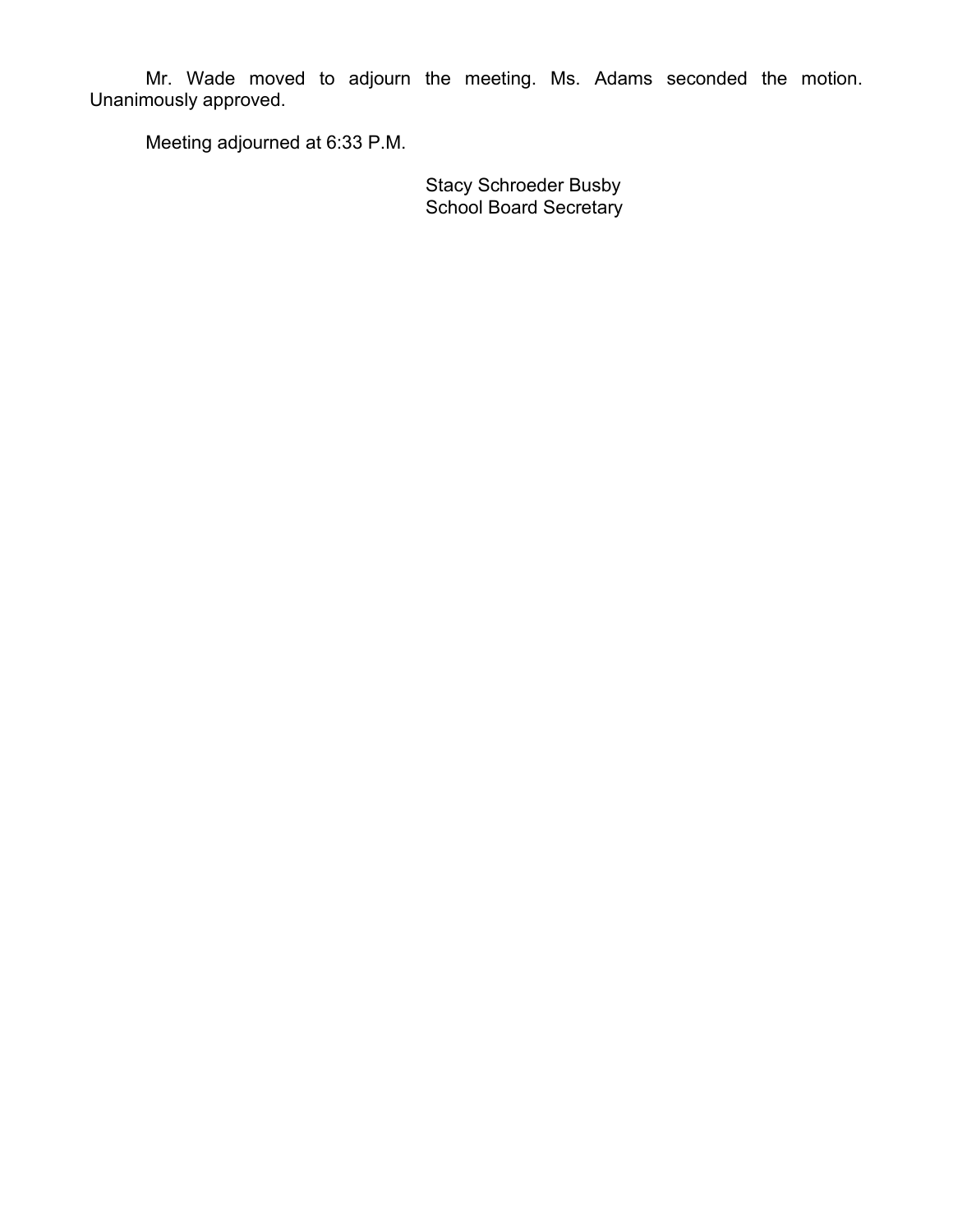Mr. Wade moved to adjourn the meeting. Ms. Adams seconded the motion. Unanimously approved.

Meeting adjourned at 6:33 P.M.

Stacy Schroeder Busby
School Board Secretary